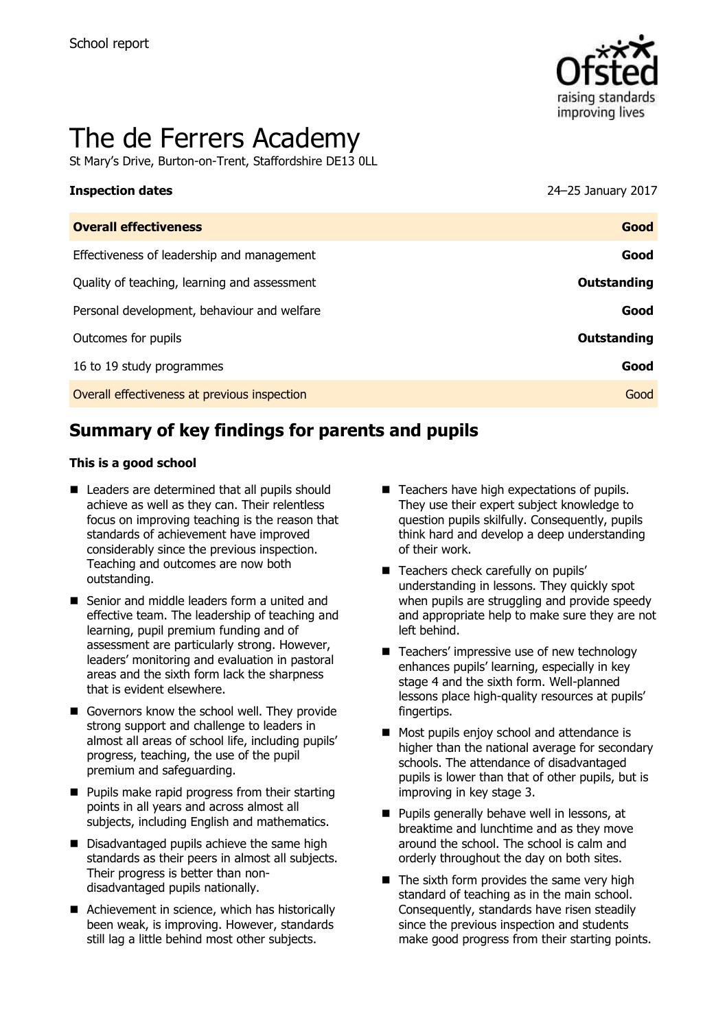School report

# The de Ferrers Academy

St Mary's Drive, Burton-on-Trent, Staffordshire DE13 0LL

| **Inspection dates** | 24–25 January 2017 |
|---|---|
| **Overall effectiveness** | **Good** |
| Effectiveness of leadership and management | **Good** |
| Quality of teaching, learning and assessment | **Outstanding** |
| Personal development, behaviour and welfare | **Good** |
| Outcomes for pupils | **Outstanding** |
| 16 to 19 study programmes | **Good** |
| Overall effectiveness at previous inspection | Good |

## Summary of key findings for parents and pupils

**This is a good school**

- Leaders are determined that all pupils should achieve as well as they can. Their relentless focus on improving teaching is the reason that standards of achievement have improved considerably since the previous inspection. Teaching and outcomes are now both outstanding.
- Senior and middle leaders form a united and effective team. The leadership of teaching and learning, pupil premium funding and of assessment are particularly strong. However, leaders' monitoring and evaluation in pastoral areas and the sixth form lack the sharpness that is evident elsewhere.
- Governors know the school well. They provide strong support and challenge to leaders in almost all areas of school life, including pupils' progress, teaching, the use of the pupil premium and safeguarding.
- Pupils make rapid progress from their starting points in all years and across almost all subjects, including English and mathematics.
- Disadvantaged pupils achieve the same high standards as their peers in almost all subjects. Their progress is better than non-disadvantaged pupils nationally.
- Achievement in science, which has historically been weak, is improving. However, standards still lag a little behind most other subjects.
- Teachers have high expectations of pupils. They use their expert subject knowledge to question pupils skilfully. Consequently, pupils think hard and develop a deep understanding of their work.
- Teachers check carefully on pupils' understanding in lessons. They quickly spot when pupils are struggling and provide speedy and appropriate help to make sure they are not left behind.
- Teachers' impressive use of new technology enhances pupils' learning, especially in key stage 4 and the sixth form. Well-planned lessons place high-quality resources at pupils' fingertips.
- Most pupils enjoy school and attendance is higher than the national average for secondary schools. The attendance of disadvantaged pupils is lower than that of other pupils, but is improving in key stage 3.
- Pupils generally behave well in lessons, at breaktime and lunchtime and as they move around the school. The school is calm and orderly throughout the day on both sites.
- The sixth form provides the same very high standard of teaching as in the main school. Consequently, standards have risen steadily since the previous inspection and students make good progress from their starting points.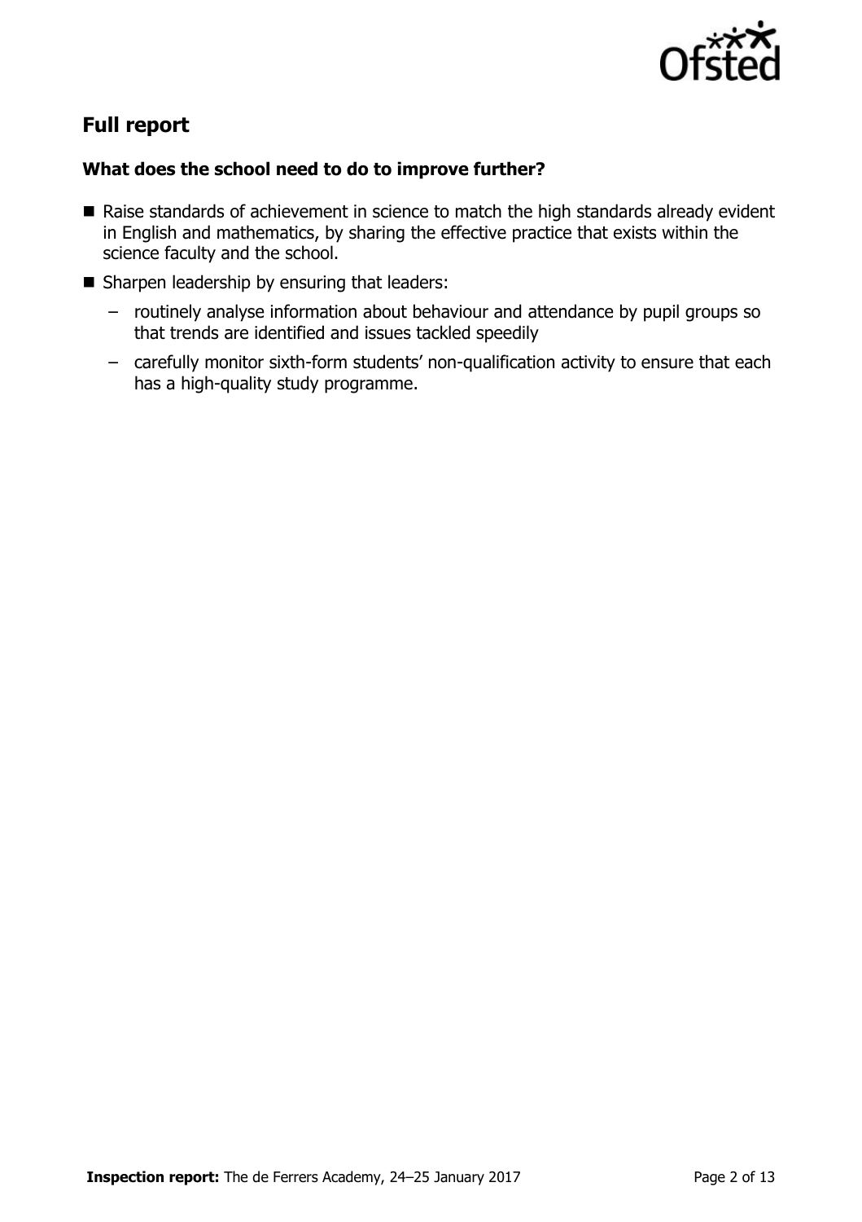## Full report

### What does the school need to do to improve further?

- Raise standards of achievement in science to match the high standards already evident in English and mathematics, by sharing the effective practice that exists within the science faculty and the school.
- Sharpen leadership by ensuring that leaders:
  - routinely analyse information about behaviour and attendance by pupil groups so that trends are identified and issues tackled speedily
  - carefully monitor sixth-form students' non-qualification activity to ensure that each has a high-quality study programme.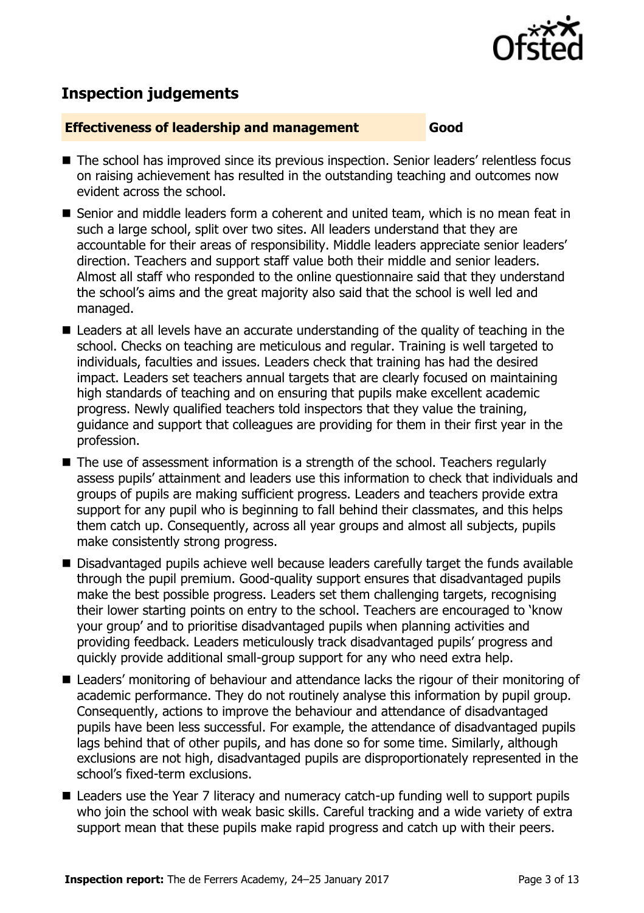## Inspection judgements

**Effectiveness of leadership and management** **Good**

- The school has improved since its previous inspection. Senior leaders' relentless focus on raising achievement has resulted in the outstanding teaching and outcomes now evident across the school.
- Senior and middle leaders form a coherent and united team, which is no mean feat in such a large school, split over two sites. All leaders understand that they are accountable for their areas of responsibility. Middle leaders appreciate senior leaders' direction. Teachers and support staff value both their middle and senior leaders. Almost all staff who responded to the online questionnaire said that they understand the school's aims and the great majority also said that the school is well led and managed.
- Leaders at all levels have an accurate understanding of the quality of teaching in the school. Checks on teaching are meticulous and regular. Training is well targeted to individuals, faculties and issues. Leaders check that training has had the desired impact. Leaders set teachers annual targets that are clearly focused on maintaining high standards of teaching and on ensuring that pupils make excellent academic progress. Newly qualified teachers told inspectors that they value the training, guidance and support that colleagues are providing for them in their first year in the profession.
- The use of assessment information is a strength of the school. Teachers regularly assess pupils' attainment and leaders use this information to check that individuals and groups of pupils are making sufficient progress. Leaders and teachers provide extra support for any pupil who is beginning to fall behind their classmates, and this helps them catch up. Consequently, across all year groups and almost all subjects, pupils make consistently strong progress.
- Disadvantaged pupils achieve well because leaders carefully target the funds available through the pupil premium. Good-quality support ensures that disadvantaged pupils make the best possible progress. Leaders set them challenging targets, recognising their lower starting points on entry to the school. Teachers are encouraged to 'know your group' and to prioritise disadvantaged pupils when planning activities and providing feedback. Leaders meticulously track disadvantaged pupils' progress and quickly provide additional small-group support for any who need extra help.
- Leaders' monitoring of behaviour and attendance lacks the rigour of their monitoring of academic performance. They do not routinely analyse this information by pupil group. Consequently, actions to improve the behaviour and attendance of disadvantaged pupils have been less successful. For example, the attendance of disadvantaged pupils lags behind that of other pupils, and has done so for some time. Similarly, although exclusions are not high, disadvantaged pupils are disproportionately represented in the school's fixed-term exclusions.
- Leaders use the Year 7 literacy and numeracy catch-up funding well to support pupils who join the school with weak basic skills. Careful tracking and a wide variety of extra support mean that these pupils make rapid progress and catch up with their peers.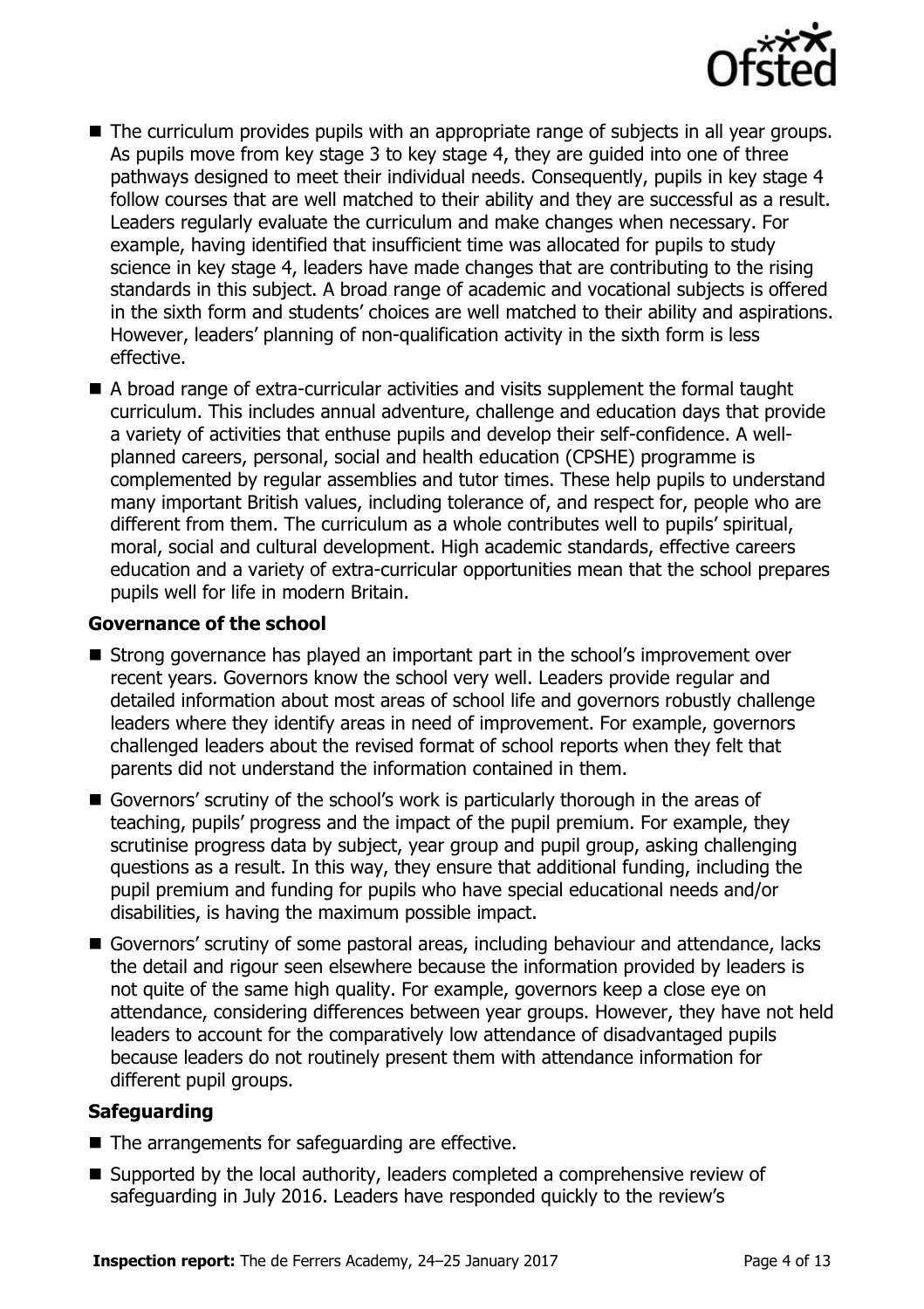- The curriculum provides pupils with an appropriate range of subjects in all year groups. As pupils move from key stage 3 to key stage 4, they are guided into one of three pathways designed to meet their individual needs. Consequently, pupils in key stage 4 follow courses that are well matched to their ability and they are successful as a result. Leaders regularly evaluate the curriculum and make changes when necessary. For example, having identified that insufficient time was allocated for pupils to study science in key stage 4, leaders have made changes that are contributing to the rising standards in this subject. A broad range of academic and vocational subjects is offered in the sixth form and students' choices are well matched to their ability and aspirations. However, leaders' planning of non-qualification activity in the sixth form is less effective.
- A broad range of extra-curricular activities and visits supplement the formal taught curriculum. This includes annual adventure, challenge and education days that provide a variety of activities that enthuse pupils and develop their self-confidence. A well-planned careers, personal, social and health education (CPSHE) programme is complemented by regular assemblies and tutor times. These help pupils to understand many important British values, including tolerance of, and respect for, people who are different from them. The curriculum as a whole contributes well to pupils' spiritual, moral, social and cultural development. High academic standards, effective careers education and a variety of extra-curricular opportunities mean that the school prepares pupils well for life in modern Britain.

### Governance of the school

- Strong governance has played an important part in the school's improvement over recent years. Governors know the school very well. Leaders provide regular and detailed information about most areas of school life and governors robustly challenge leaders where they identify areas in need of improvement. For example, governors challenged leaders about the revised format of school reports when they felt that parents did not understand the information contained in them.
- Governors' scrutiny of the school's work is particularly thorough in the areas of teaching, pupils' progress and the impact of the pupil premium. For example, they scrutinise progress data by subject, year group and pupil group, asking challenging questions as a result. In this way, they ensure that additional funding, including the pupil premium and funding for pupils who have special educational needs and/or disabilities, is having the maximum possible impact.
- Governors' scrutiny of some pastoral areas, including behaviour and attendance, lacks the detail and rigour seen elsewhere because the information provided by leaders is not quite of the same high quality. For example, governors keep a close eye on attendance, considering differences between year groups. However, they have not held leaders to account for the comparatively low attendance of disadvantaged pupils because leaders do not routinely present them with attendance information for different pupil groups.

### Safeguarding

- The arrangements for safeguarding are effective.
- Supported by the local authority, leaders completed a comprehensive review of safeguarding in July 2016. Leaders have responded quickly to the review's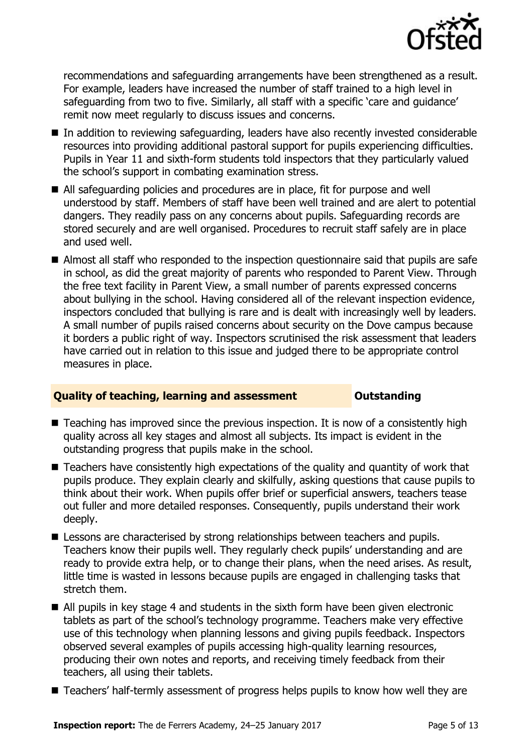recommendations and safeguarding arrangements have been strengthened as a result. For example, leaders have increased the number of staff trained to a high level in safeguarding from two to five. Similarly, all staff with a specific 'care and guidance' remit now meet regularly to discuss issues and concerns.

- In addition to reviewing safeguarding, leaders have also recently invested considerable resources into providing additional pastoral support for pupils experiencing difficulties. Pupils in Year 11 and sixth-form students told inspectors that they particularly valued the school's support in combating examination stress.
- All safeguarding policies and procedures are in place, fit for purpose and well understood by staff. Members of staff have been well trained and are alert to potential dangers. They readily pass on any concerns about pupils. Safeguarding records are stored securely and are well organised. Procedures to recruit staff safely are in place and used well.
- Almost all staff who responded to the inspection questionnaire said that pupils are safe in school, as did the great majority of parents who responded to Parent View. Through the free text facility in Parent View, a small number of parents expressed concerns about bullying in the school. Having considered all of the relevant inspection evidence, inspectors concluded that bullying is rare and is dealt with increasingly well by leaders. A small number of pupils raised concerns about security on the Dove campus because it borders a public right of way. Inspectors scrutinised the risk assessment that leaders have carried out in relation to this issue and judged there to be appropriate control measures in place.

## Quality of teaching, learning and assessment — Outstanding

- Teaching has improved since the previous inspection. It is now of a consistently high quality across all key stages and almost all subjects. Its impact is evident in the outstanding progress that pupils make in the school.
- Teachers have consistently high expectations of the quality and quantity of work that pupils produce. They explain clearly and skilfully, asking questions that cause pupils to think about their work. When pupils offer brief or superficial answers, teachers tease out fuller and more detailed responses. Consequently, pupils understand their work deeply.
- Lessons are characterised by strong relationships between teachers and pupils. Teachers know their pupils well. They regularly check pupils' understanding and are ready to provide extra help, or to change their plans, when the need arises. As result, little time is wasted in lessons because pupils are engaged in challenging tasks that stretch them.
- All pupils in key stage 4 and students in the sixth form have been given electronic tablets as part of the school's technology programme. Teachers make very effective use of this technology when planning lessons and giving pupils feedback. Inspectors observed several examples of pupils accessing high-quality learning resources, producing their own notes and reports, and receiving timely feedback from their teachers, all using their tablets.
- Teachers' half-termly assessment of progress helps pupils to know how well they are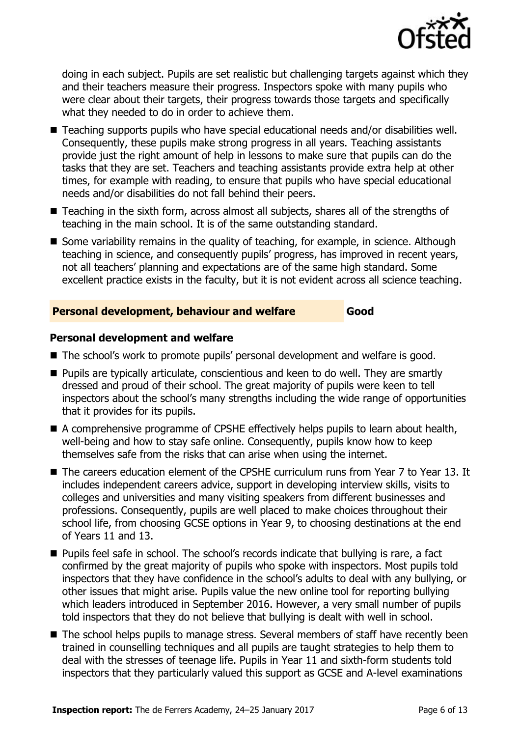doing in each subject. Pupils are set realistic but challenging targets against which they and their teachers measure their progress. Inspectors spoke with many pupils who were clear about their targets, their progress towards those targets and specifically what they needed to do in order to achieve them.

- Teaching supports pupils who have special educational needs and/or disabilities well. Consequently, these pupils make strong progress in all years. Teaching assistants provide just the right amount of help in lessons to make sure that pupils can do the tasks that they are set. Teachers and teaching assistants provide extra help at other times, for example with reading, to ensure that pupils who have special educational needs and/or disabilities do not fall behind their peers.
- Teaching in the sixth form, across almost all subjects, shares all of the strengths of teaching in the main school. It is of the same outstanding standard.
- Some variability remains in the quality of teaching, for example, in science. Although teaching in science, and consequently pupils' progress, has improved in recent years, not all teachers' planning and expectations are of the same high standard. Some excellent practice exists in the faculty, but it is not evident across all science teaching.

## Personal development, behaviour and welfare — Good

### Personal development and welfare

- The school's work to promote pupils' personal development and welfare is good.
- Pupils are typically articulate, conscientious and keen to do well. They are smartly dressed and proud of their school. The great majority of pupils were keen to tell inspectors about the school's many strengths including the wide range of opportunities that it provides for its pupils.
- A comprehensive programme of CPSHE effectively helps pupils to learn about health, well-being and how to stay safe online. Consequently, pupils know how to keep themselves safe from the risks that can arise when using the internet.
- The careers education element of the CPSHE curriculum runs from Year 7 to Year 13. It includes independent careers advice, support in developing interview skills, visits to colleges and universities and many visiting speakers from different businesses and professions. Consequently, pupils are well placed to make choices throughout their school life, from choosing GCSE options in Year 9, to choosing destinations at the end of Years 11 and 13.
- Pupils feel safe in school. The school's records indicate that bullying is rare, a fact confirmed by the great majority of pupils who spoke with inspectors. Most pupils told inspectors that they have confidence in the school's adults to deal with any bullying, or other issues that might arise. Pupils value the new online tool for reporting bullying which leaders introduced in September 2016. However, a very small number of pupils told inspectors that they do not believe that bullying is dealt with well in school.
- The school helps pupils to manage stress. Several members of staff have recently been trained in counselling techniques and all pupils are taught strategies to help them to deal with the stresses of teenage life. Pupils in Year 11 and sixth-form students told inspectors that they particularly valued this support as GCSE and A-level examinations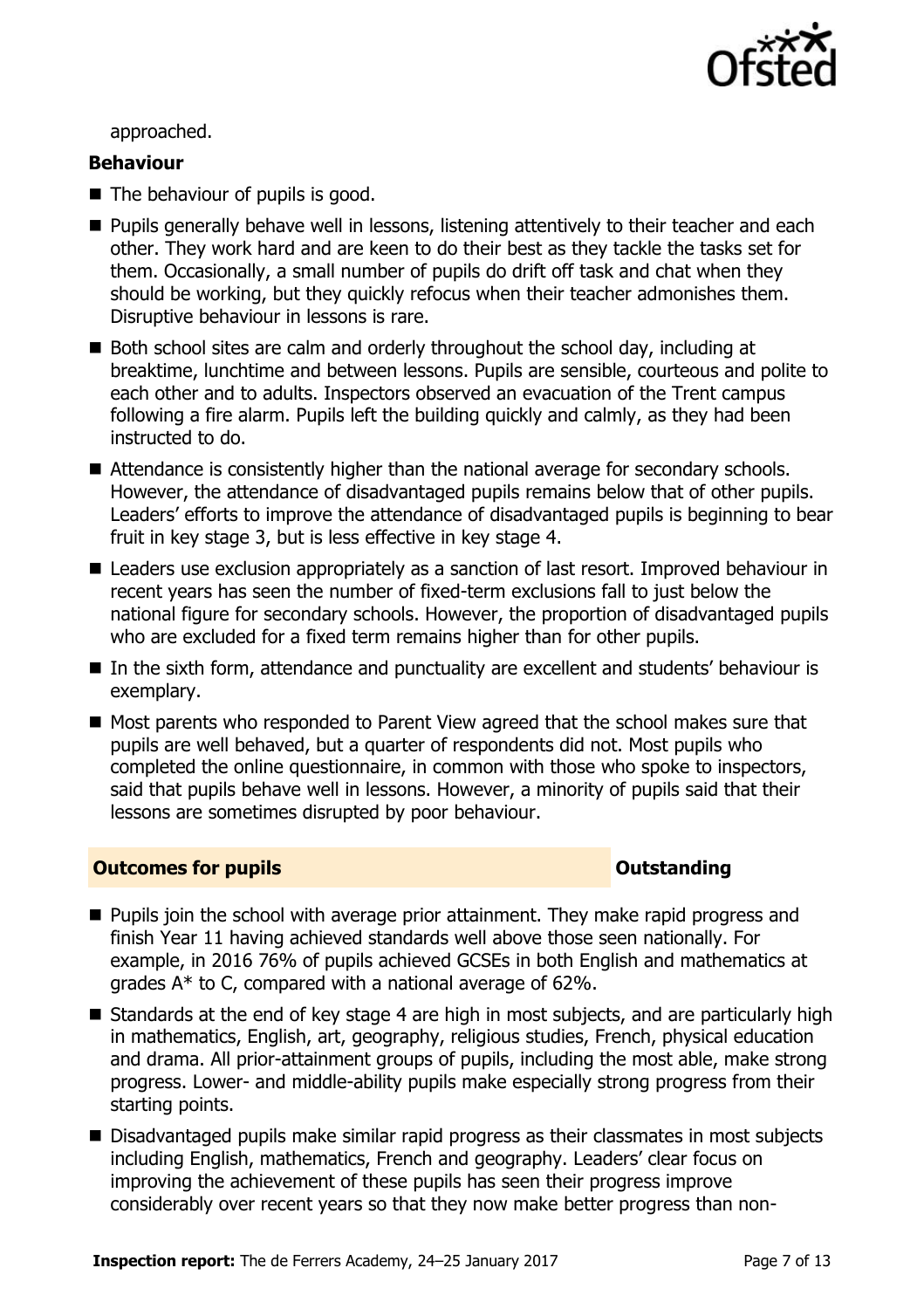approached.

**Behaviour**

- The behaviour of pupils is good.
- Pupils generally behave well in lessons, listening attentively to their teacher and each other. They work hard and are keen to do their best as they tackle the tasks set for them. Occasionally, a small number of pupils do drift off task and chat when they should be working, but they quickly refocus when their teacher admonishes them. Disruptive behaviour in lessons is rare.
- Both school sites are calm and orderly throughout the school day, including at breaktime, lunchtime and between lessons. Pupils are sensible, courteous and polite to each other and to adults. Inspectors observed an evacuation of the Trent campus following a fire alarm. Pupils left the building quickly and calmly, as they had been instructed to do.
- Attendance is consistently higher than the national average for secondary schools. However, the attendance of disadvantaged pupils remains below that of other pupils. Leaders' efforts to improve the attendance of disadvantaged pupils is beginning to bear fruit in key stage 3, but is less effective in key stage 4.
- Leaders use exclusion appropriately as a sanction of last resort. Improved behaviour in recent years has seen the number of fixed-term exclusions fall to just below the national figure for secondary schools. However, the proportion of disadvantaged pupils who are excluded for a fixed term remains higher than for other pupils.
- In the sixth form, attendance and punctuality are excellent and students' behaviour is exemplary.
- Most parents who responded to Parent View agreed that the school makes sure that pupils are well behaved, but a quarter of respondents did not. Most pupils who completed the online questionnaire, in common with those who spoke to inspectors, said that pupils behave well in lessons. However, a minority of pupils said that their lessons are sometimes disrupted by poor behaviour.

## Outcomes for pupils — Outstanding

- Pupils join the school with average prior attainment. They make rapid progress and finish Year 11 having achieved standards well above those seen nationally. For example, in 2016 76% of pupils achieved GCSEs in both English and mathematics at grades A* to C, compared with a national average of 62%.
- Standards at the end of key stage 4 are high in most subjects, and are particularly high in mathematics, English, art, geography, religious studies, French, physical education and drama. All prior-attainment groups of pupils, including the most able, make strong progress. Lower- and middle-ability pupils make especially strong progress from their starting points.
- Disadvantaged pupils make similar rapid progress as their classmates in most subjects including English, mathematics, French and geography. Leaders' clear focus on improving the achievement of these pupils has seen their progress improve considerably over recent years so that they now make better progress than non-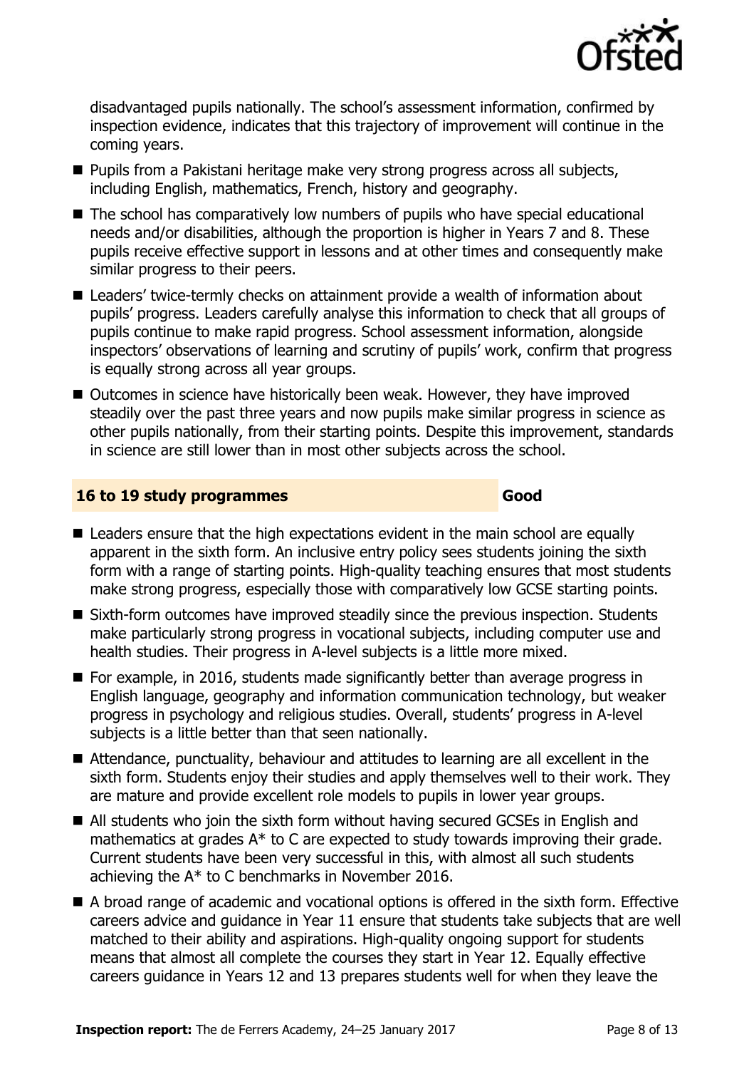disadvantaged pupils nationally. The school's assessment information, confirmed by inspection evidence, indicates that this trajectory of improvement will continue in the coming years.

- Pupils from a Pakistani heritage make very strong progress across all subjects, including English, mathematics, French, history and geography.
- The school has comparatively low numbers of pupils who have special educational needs and/or disabilities, although the proportion is higher in Years 7 and 8. These pupils receive effective support in lessons and at other times and consequently make similar progress to their peers.
- Leaders' twice-termly checks on attainment provide a wealth of information about pupils' progress. Leaders carefully analyse this information to check that all groups of pupils continue to make rapid progress. School assessment information, alongside inspectors' observations of learning and scrutiny of pupils' work, confirm that progress is equally strong across all year groups.
- Outcomes in science have historically been weak. However, they have improved steadily over the past three years and now pupils make similar progress in science as other pupils nationally, from their starting points. Despite this improvement, standards in science are still lower than in most other subjects across the school.

## 16 to 19 study programmes — Good

- Leaders ensure that the high expectations evident in the main school are equally apparent in the sixth form. An inclusive entry policy sees students joining the sixth form with a range of starting points. High-quality teaching ensures that most students make strong progress, especially those with comparatively low GCSE starting points.
- Sixth-form outcomes have improved steadily since the previous inspection. Students make particularly strong progress in vocational subjects, including computer use and health studies. Their progress in A-level subjects is a little more mixed.
- For example, in 2016, students made significantly better than average progress in English language, geography and information communication technology, but weaker progress in psychology and religious studies. Overall, students' progress in A-level subjects is a little better than that seen nationally.
- Attendance, punctuality, behaviour and attitudes to learning are all excellent in the sixth form. Students enjoy their studies and apply themselves well to their work. They are mature and provide excellent role models to pupils in lower year groups.
- All students who join the sixth form without having secured GCSEs in English and mathematics at grades A* to C are expected to study towards improving their grade. Current students have been very successful in this, with almost all such students achieving the A* to C benchmarks in November 2016.
- A broad range of academic and vocational options is offered in the sixth form. Effective careers advice and guidance in Year 11 ensure that students take subjects that are well matched to their ability and aspirations. High-quality ongoing support for students means that almost all complete the courses they start in Year 12. Equally effective careers guidance in Years 12 and 13 prepares students well for when they leave the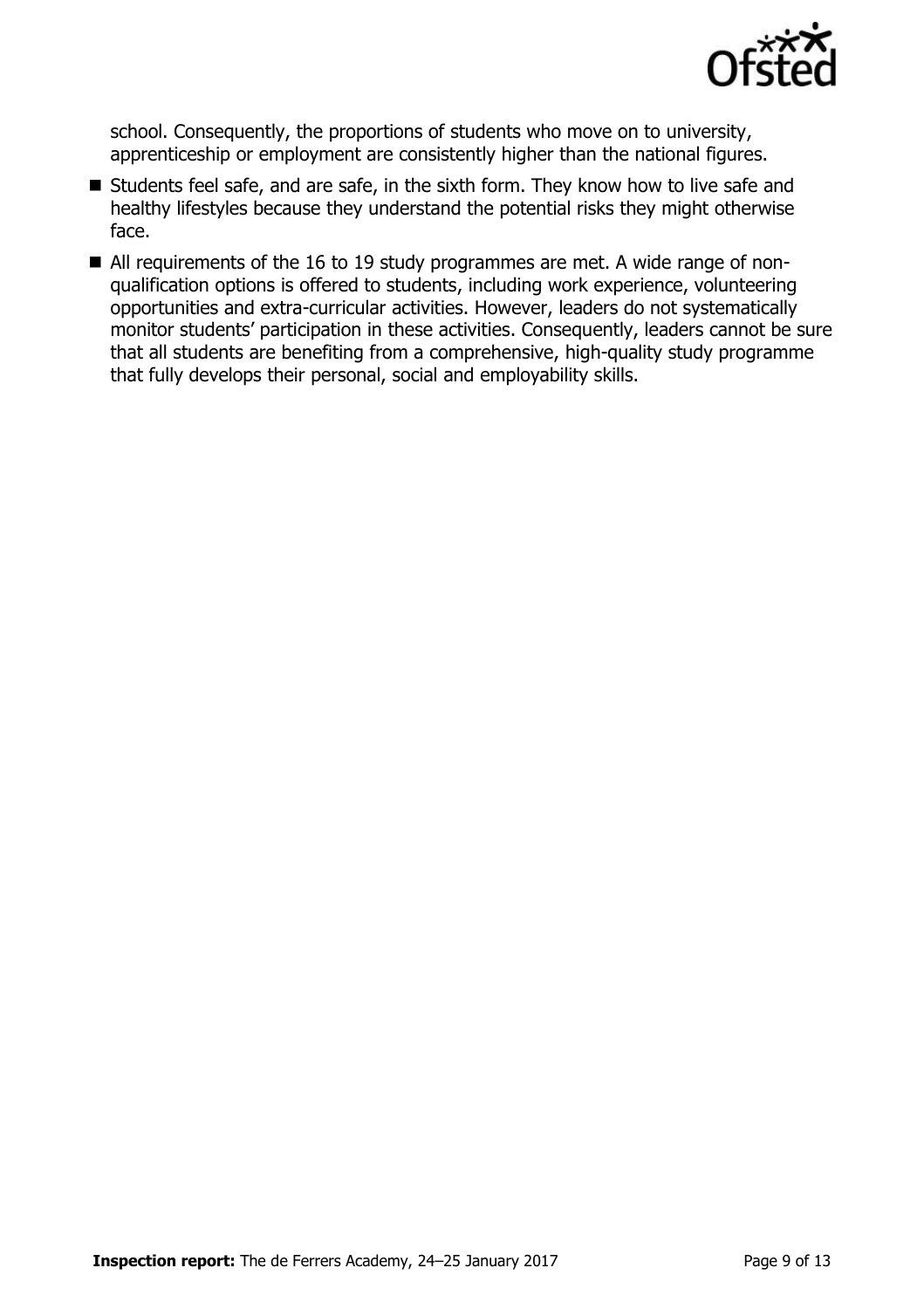school. Consequently, the proportions of students who move on to university, apprenticeship or employment are consistently higher than the national figures.

- Students feel safe, and are safe, in the sixth form. They know how to live safe and healthy lifestyles because they understand the potential risks they might otherwise face.
- All requirements of the 16 to 19 study programmes are met. A wide range of non-qualification options is offered to students, including work experience, volunteering opportunities and extra-curricular activities. However, leaders do not systematically monitor students' participation in these activities. Consequently, leaders cannot be sure that all students are benefiting from a comprehensive, high-quality study programme that fully develops their personal, social and employability skills.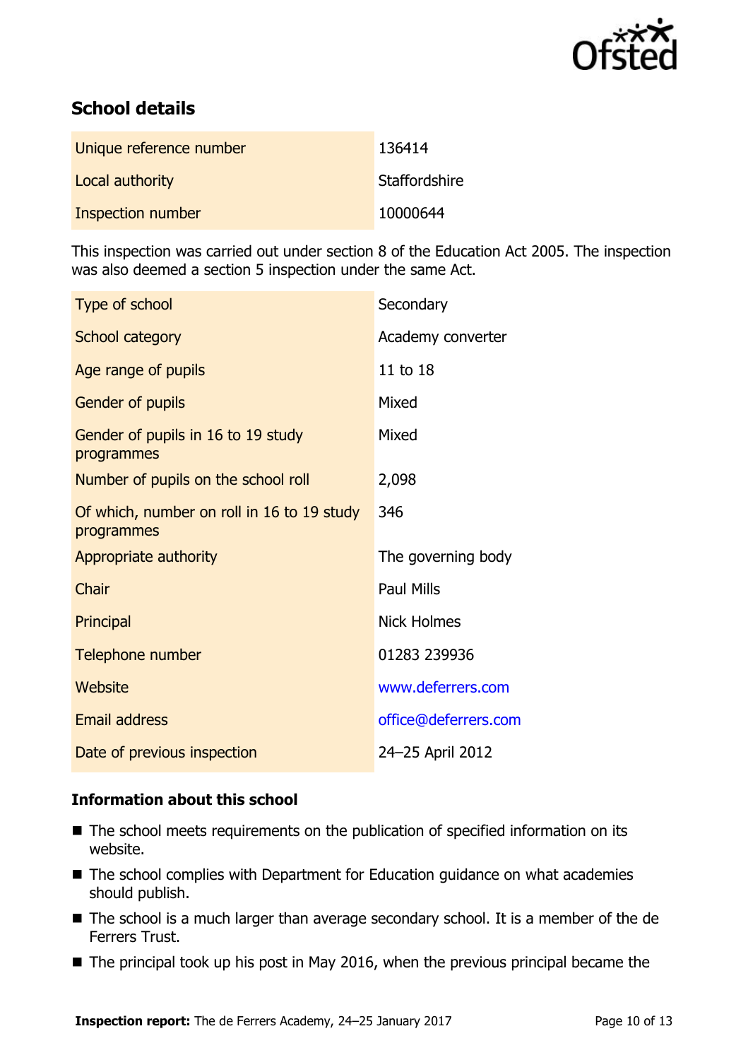## School details

| Unique reference number | 136414 |
|---|---|
| Local authority | Staffordshire |
| Inspection number | 10000644 |

This inspection was carried out under section 8 of the Education Act 2005. The inspection was also deemed a section 5 inspection under the same Act.

| Type of school | Secondary |
|---|---|
| School category | Academy converter |
| Age range of pupils | 11 to 18 |
| Gender of pupils | Mixed |
| Gender of pupils in 16 to 19 study programmes | Mixed |
| Number of pupils on the school roll | 2,098 |
| Of which, number on roll in 16 to 19 study programmes | 346 |
| Appropriate authority | The governing body |
| Chair | Paul Mills |
| Principal | Nick Holmes |
| Telephone number | 01283 239936 |
| Website | www.deferrers.com |
| Email address | office@deferrers.com |
| Date of previous inspection | 24–25 April 2012 |

### Information about this school

- The school meets requirements on the publication of specified information on its website.
- The school complies with Department for Education guidance on what academies should publish.
- The school is a much larger than average secondary school. It is a member of the de Ferrers Trust.
- The principal took up his post in May 2016, when the previous principal became the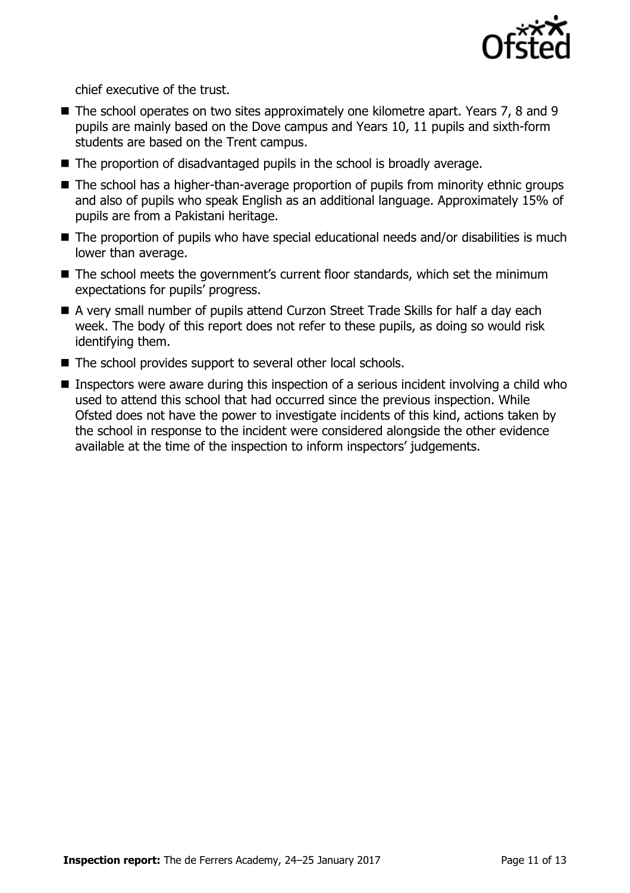chief executive of the trust.

- The school operates on two sites approximately one kilometre apart. Years 7, 8 and 9 pupils are mainly based on the Dove campus and Years 10, 11 pupils and sixth-form students are based on the Trent campus.
- The proportion of disadvantaged pupils in the school is broadly average.
- The school has a higher-than-average proportion of pupils from minority ethnic groups and also of pupils who speak English as an additional language. Approximately 15% of pupils are from a Pakistani heritage.
- The proportion of pupils who have special educational needs and/or disabilities is much lower than average.
- The school meets the government's current floor standards, which set the minimum expectations for pupils' progress.
- A very small number of pupils attend Curzon Street Trade Skills for half a day each week. The body of this report does not refer to these pupils, as doing so would risk identifying them.
- The school provides support to several other local schools.
- Inspectors were aware during this inspection of a serious incident involving a child who used to attend this school that had occurred since the previous inspection. While Ofsted does not have the power to investigate incidents of this kind, actions taken by the school in response to the incident were considered alongside the other evidence available at the time of the inspection to inform inspectors' judgements.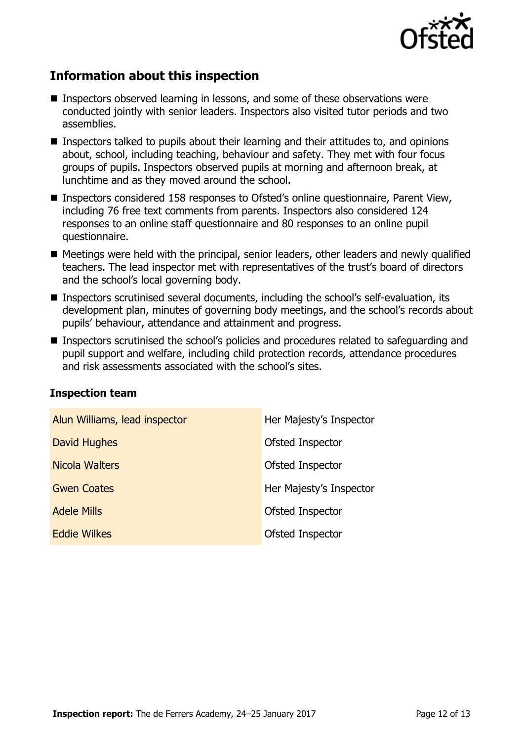## Information about this inspection

- Inspectors observed learning in lessons, and some of these observations were conducted jointly with senior leaders. Inspectors also visited tutor periods and two assemblies.
- Inspectors talked to pupils about their learning and their attitudes to, and opinions about, school, including teaching, behaviour and safety. They met with four focus groups of pupils. Inspectors observed pupils at morning and afternoon break, at lunchtime and as they moved around the school.
- Inspectors considered 158 responses to Ofsted's online questionnaire, Parent View, including 76 free text comments from parents. Inspectors also considered 124 responses to an online staff questionnaire and 80 responses to an online pupil questionnaire.
- Meetings were held with the principal, senior leaders, other leaders and newly qualified teachers. The lead inspector met with representatives of the trust's board of directors and the school's local governing body.
- Inspectors scrutinised several documents, including the school's self-evaluation, its development plan, minutes of governing body meetings, and the school's records about pupils' behaviour, attendance and attainment and progress.
- Inspectors scrutinised the school's policies and procedures related to safeguarding and pupil support and welfare, including child protection records, attendance procedures and risk assessments associated with the school's sites.

### Inspection team

| | |
|---|---|
| Alun Williams, lead inspector | Her Majesty's Inspector |
| David Hughes | Ofsted Inspector |
| Nicola Walters | Ofsted Inspector |
| Gwen Coates | Her Majesty's Inspector |
| Adele Mills | Ofsted Inspector |
| Eddie Wilkes | Ofsted Inspector |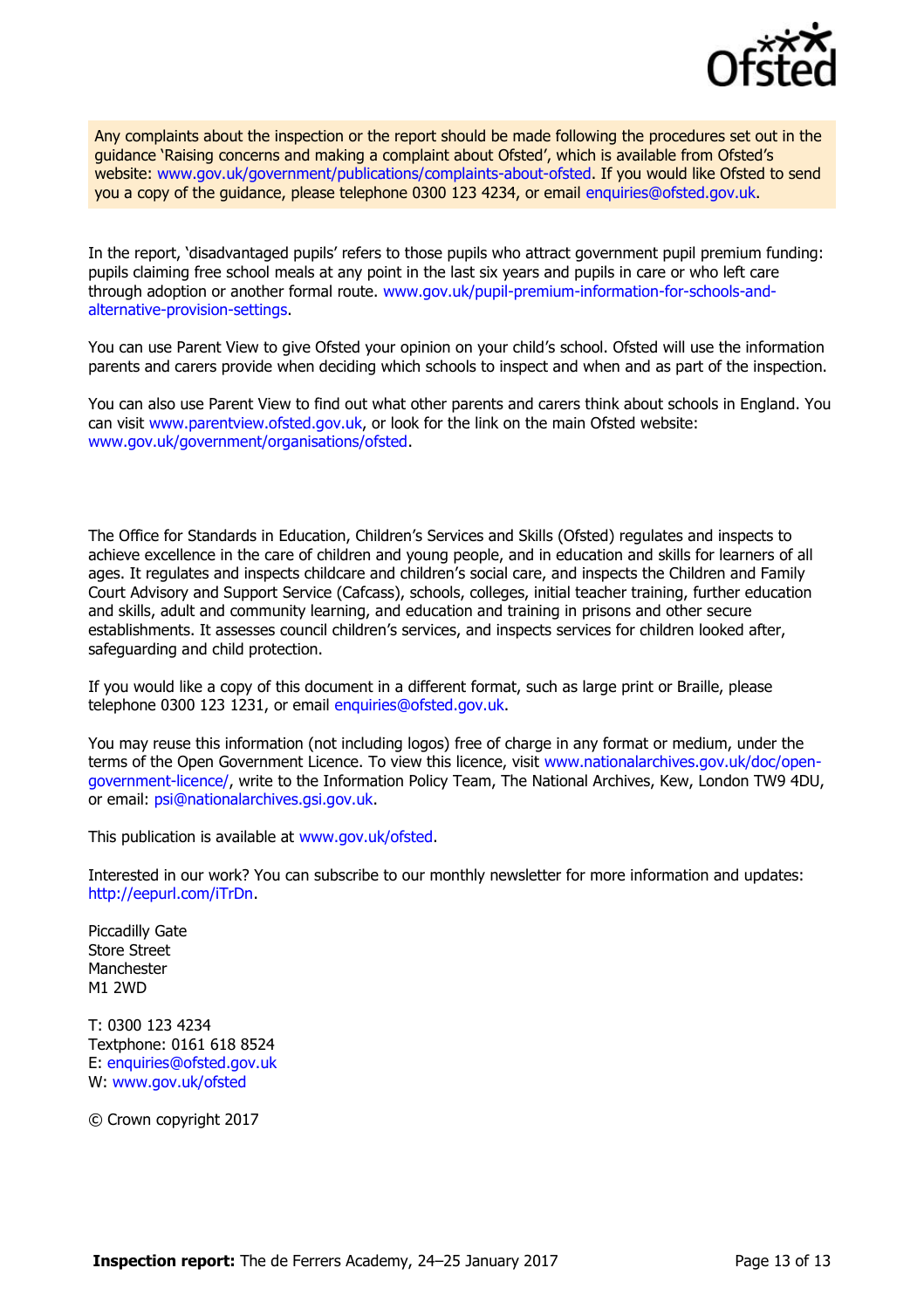Any complaints about the inspection or the report should be made following the procedures set out in the guidance 'Raising concerns and making a complaint about Ofsted', which is available from Ofsted's website: www.gov.uk/government/publications/complaints-about-ofsted. If you would like Ofsted to send you a copy of the guidance, please telephone 0300 123 4234, or email enquiries@ofsted.gov.uk.

In the report, 'disadvantaged pupils' refers to those pupils who attract government pupil premium funding: pupils claiming free school meals at any point in the last six years and pupils in care or who left care through adoption or another formal route. www.gov.uk/pupil-premium-information-for-schools-and-alternative-provision-settings.

You can use Parent View to give Ofsted your opinion on your child's school. Ofsted will use the information parents and carers provide when deciding which schools to inspect and when and as part of the inspection.

You can also use Parent View to find out what other parents and carers think about schools in England. You can visit www.parentview.ofsted.gov.uk, or look for the link on the main Ofsted website: www.gov.uk/government/organisations/ofsted.

The Office for Standards in Education, Children's Services and Skills (Ofsted) regulates and inspects to achieve excellence in the care of children and young people, and in education and skills for learners of all ages. It regulates and inspects childcare and children's social care, and inspects the Children and Family Court Advisory and Support Service (Cafcass), schools, colleges, initial teacher training, further education and skills, adult and community learning, and education and training in prisons and other secure establishments. It assesses council children's services, and inspects services for children looked after, safeguarding and child protection.

If you would like a copy of this document in a different format, such as large print or Braille, please telephone 0300 123 1231, or email enquiries@ofsted.gov.uk.

You may reuse this information (not including logos) free of charge in any format or medium, under the terms of the Open Government Licence. To view this licence, visit www.nationalarchives.gov.uk/doc/open-government-licence/, write to the Information Policy Team, The National Archives, Kew, London TW9 4DU, or email: psi@nationalarchives.gsi.gov.uk.

This publication is available at www.gov.uk/ofsted.

Interested in our work? You can subscribe to our monthly newsletter for more information and updates: http://eepurl.com/iTrDn.

Piccadilly Gate
Store Street
Manchester
M1 2WD

T: 0300 123 4234
Textphone: 0161 618 8524
E: enquiries@ofsted.gov.uk
W: www.gov.uk/ofsted

© Crown copyright 2017